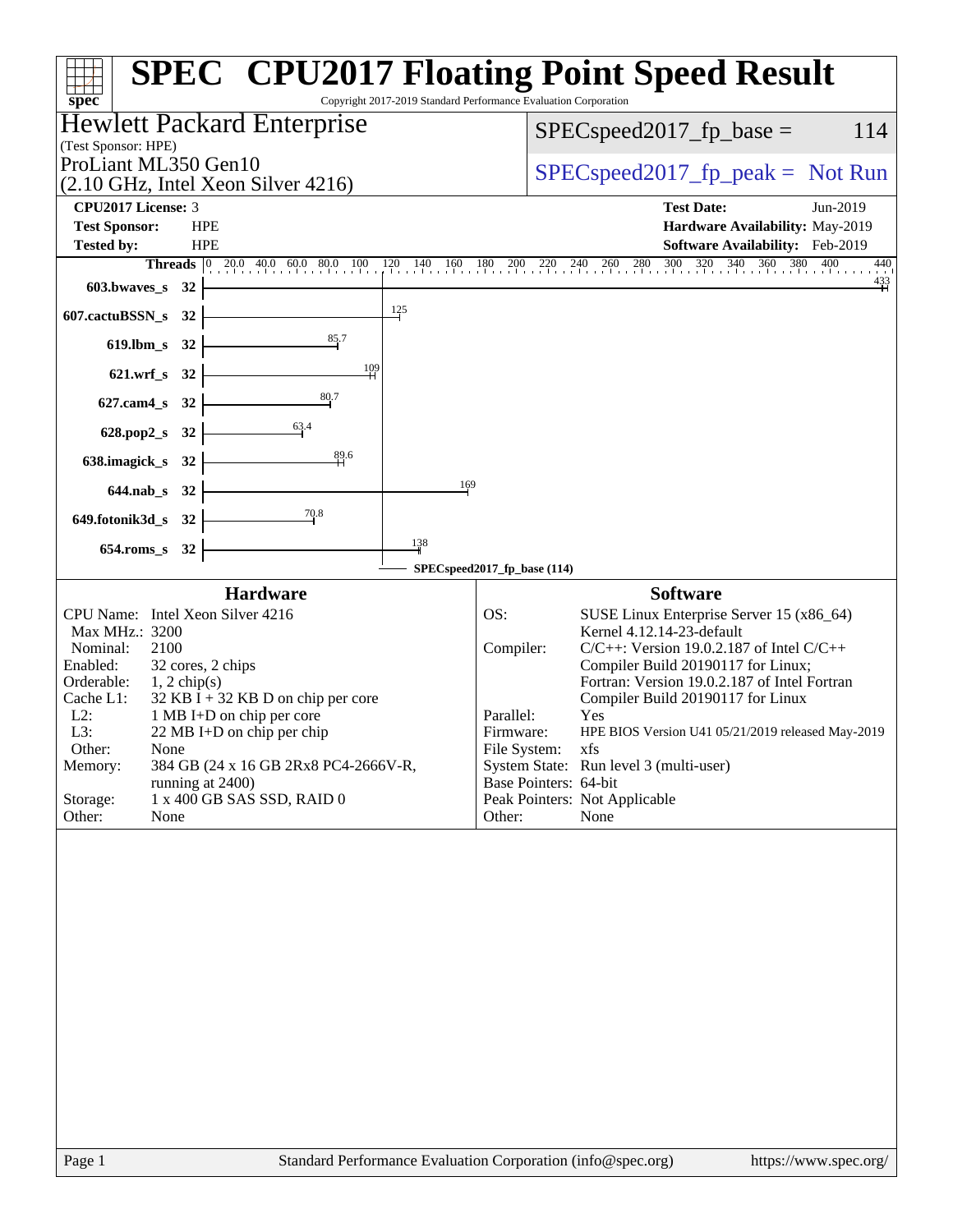# SPEC CPU2017 Floating Point Speed Result

Copyright 2017-2019 Standard Performance Evaluation Corporation

**Hewlett Packard Enterprise**
(Test Sponsor: HPE)

ProLiant ML350 Gen10
(2.10 GHz, Intel Xeon Silver 4216)

SPECspeed2017_fp_base = 114

SPECspeed2017_fp_peak = Not Run

| | | | |
|---|---|---|---|
| **CPU2017 License:** | 3 | **Test Date:** | Jun-2019 |
| **Test Sponsor:** | HPE | **Hardware Availability:** | May-2019 |
| **Tested by:** | HPE | **Software Availability:** | Feb-2019 |

| Benchmark | Threads | Base Ratio |
|---|---|---|
| 603.bwaves_s | 32 | 433 |
| 607.cactuBSSN_s | 32 | 125 |
| 619.lbm_s | 32 | 85.7 |
| 621.wrf_s | 32 | 109 |
| 627.cam4_s | 32 | 80.7 |
| 628.pop2_s | 32 | 63.4 |
| 638.imagick_s | 32 | 89.6 |
| 644.nab_s | 32 | 169 |
| 649.fotonik3d_s | 32 | 70.8 |
| 654.roms_s | 32 | 138 |

SPECspeed2017_fp_base (114)

## Hardware

| | |
|---|---|
| CPU Name: | Intel Xeon Silver 4216 |
| Max MHz.: | 3200 |
| Nominal: | 2100 |
| Enabled: | 32 cores, 2 chips |
| Orderable: | 1, 2 chip(s) |
| Cache L1: | 32 KB I + 32 KB D on chip per core |
| L2: | 1 MB I+D on chip per core |
| L3: | 22 MB I+D on chip per chip |
| Other: | None |
| Memory: | 384 GB (24 x 16 GB 2Rx8 PC4-2666V-R, running at 2400) |
| Storage: | 1 x 400 GB SAS SSD, RAID 0 |
| Other: | None |

## Software

| | |
|---|---|
| OS: | SUSE Linux Enterprise Server 15 (x86_64) Kernel 4.12.14-23-default |
| Compiler: | C/C++: Version 19.0.2.187 of Intel C/C++ Compiler Build 20190117 for Linux; Fortran: Version 19.0.2.187 of Intel Fortran Compiler Build 20190117 for Linux |
| Parallel: | Yes |
| Firmware: | HPE BIOS Version U41 05/21/2019 released May-2019 |
| File System: | xfs |
| System State: | Run level 3 (multi-user) |
| Base Pointers: | 64-bit |
| Peak Pointers: | Not Applicable |
| Other: | None |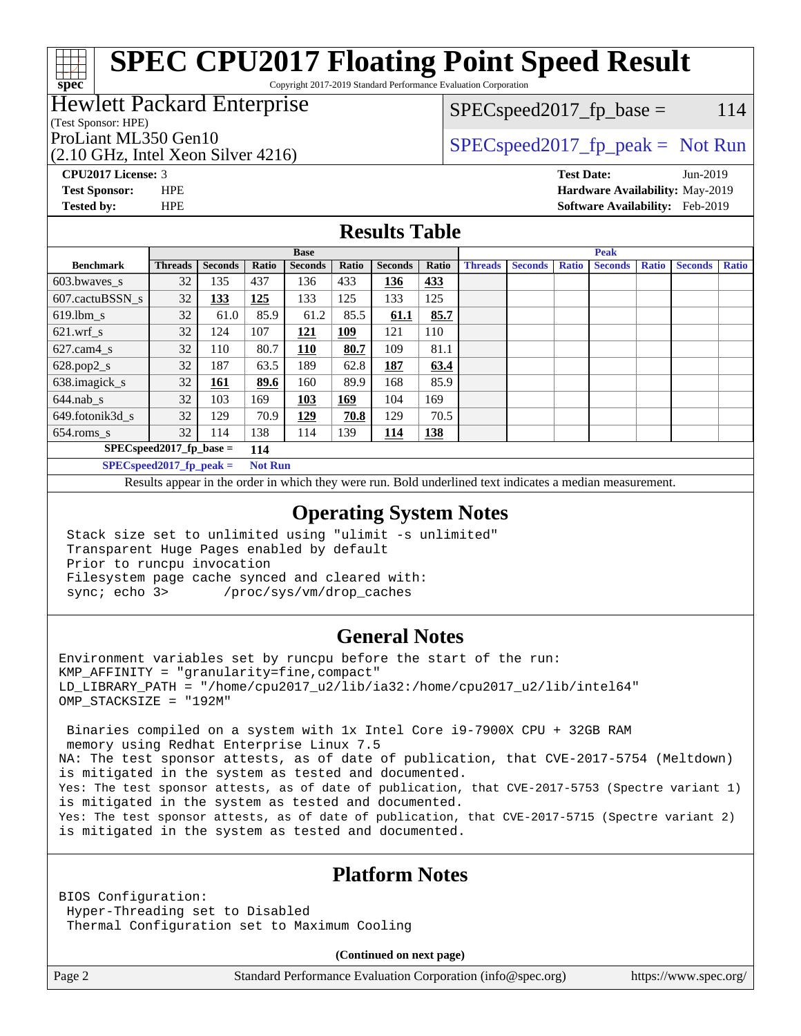# SPEC CPU2017 Floating Point Speed Result

Copyright 2017-2019 Standard Performance Evaluation Corporation

**Hewlett Packard Enterprise**
(Test Sponsor: HPE)
ProLiant ML350 Gen10
(2.10 GHz, Intel Xeon Silver 4216)

SPECspeed2017_fp_base = 114

SPECspeed2017_fp_peak = Not Run

**CPU2017 License:** 3
**Test Sponsor:** HPE
**Tested by:** HPE

**Test Date:** Jun-2019
**Hardware Availability:** May-2019
**Software Availability:** Feb-2019

## Results Table

| | Base | | | | | | | Peak | | | | | | |
|---|---|---|---|---|---|---|---|---|---|---|---|---|---|---|
| **Benchmark** | **Threads** | **Seconds** | **Ratio** | **Seconds** | **Ratio** | **Seconds** | **Ratio** | **Threads** | **Seconds** | **Ratio** | **Seconds** | **Ratio** | **Seconds** | **Ratio** |
| 603.bwaves_s | 32 | 135 | 437 | 136 | 433 | **136** | **433** | | | | | | | |
| 607.cactuBSSN_s | 32 | **133** | **125** | 133 | 125 | 133 | 125 | | | | | | | |
| 619.lbm_s | 32 | 61.0 | 85.9 | 61.2 | 85.5 | **61.1** | **85.7** | | | | | | | |
| 621.wrf_s | 32 | 124 | 107 | **121** | **109** | 121 | 110 | | | | | | | |
| 627.cam4_s | 32 | 110 | 80.7 | **110** | **80.7** | 109 | 81.1 | | | | | | | |
| 628.pop2_s | 32 | 187 | 63.5 | 189 | 62.8 | **187** | **63.4** | | | | | | | |
| 638.imagick_s | 32 | **161** | **89.6** | 160 | 89.9 | 168 | 85.9 | | | | | | | |
| 644.nab_s | 32 | 103 | 169 | **103** | **169** | 104 | 169 | | | | | | | |
| 649.fotonik3d_s | 32 | 129 | 70.9 | **129** | **70.8** | 129 | 70.5 | | | | | | | |
| 654.roms_s | 32 | 114 | 138 | 114 | 139 | **114** | **138** | | | | | | | |

**SPECspeed2017_fp_base =** 114

**SPECspeed2017_fp_peak =** Not Run

Results appear in the order in which they were run. Bold underlined text indicates a median measurement.

## Operating System Notes

```
Stack size set to unlimited using "ulimit -s unlimited"
Transparent Huge Pages enabled by default
Prior to runcpu invocation
Filesystem page cache synced and cleared with:
sync; echo 3>       /proc/sys/vm/drop_caches
```

## General Notes

```
Environment variables set by runcpu before the start of the run:
KMP_AFFINITY = "granularity=fine,compact"
LD_LIBRARY_PATH = "/home/cpu2017_u2/lib/ia32:/home/cpu2017_u2/lib/intel64"
OMP_STACKSIZE = "192M"

 Binaries compiled on a system with 1x Intel Core i9-7900X CPU + 32GB RAM
 memory using Redhat Enterprise Linux 7.5
NA: The test sponsor attests, as of date of publication, that CVE-2017-5754 (Meltdown)
is mitigated in the system as tested and documented.
Yes: The test sponsor attests, as of date of publication, that CVE-2017-5753 (Spectre variant 1)
is mitigated in the system as tested and documented.
Yes: The test sponsor attests, as of date of publication, that CVE-2017-5715 (Spectre variant 2)
is mitigated in the system as tested and documented.
```

## Platform Notes

```
BIOS Configuration:
 Hyper-Threading set to Disabled
 Thermal Configuration set to Maximum Cooling
```

**(Continued on next page)**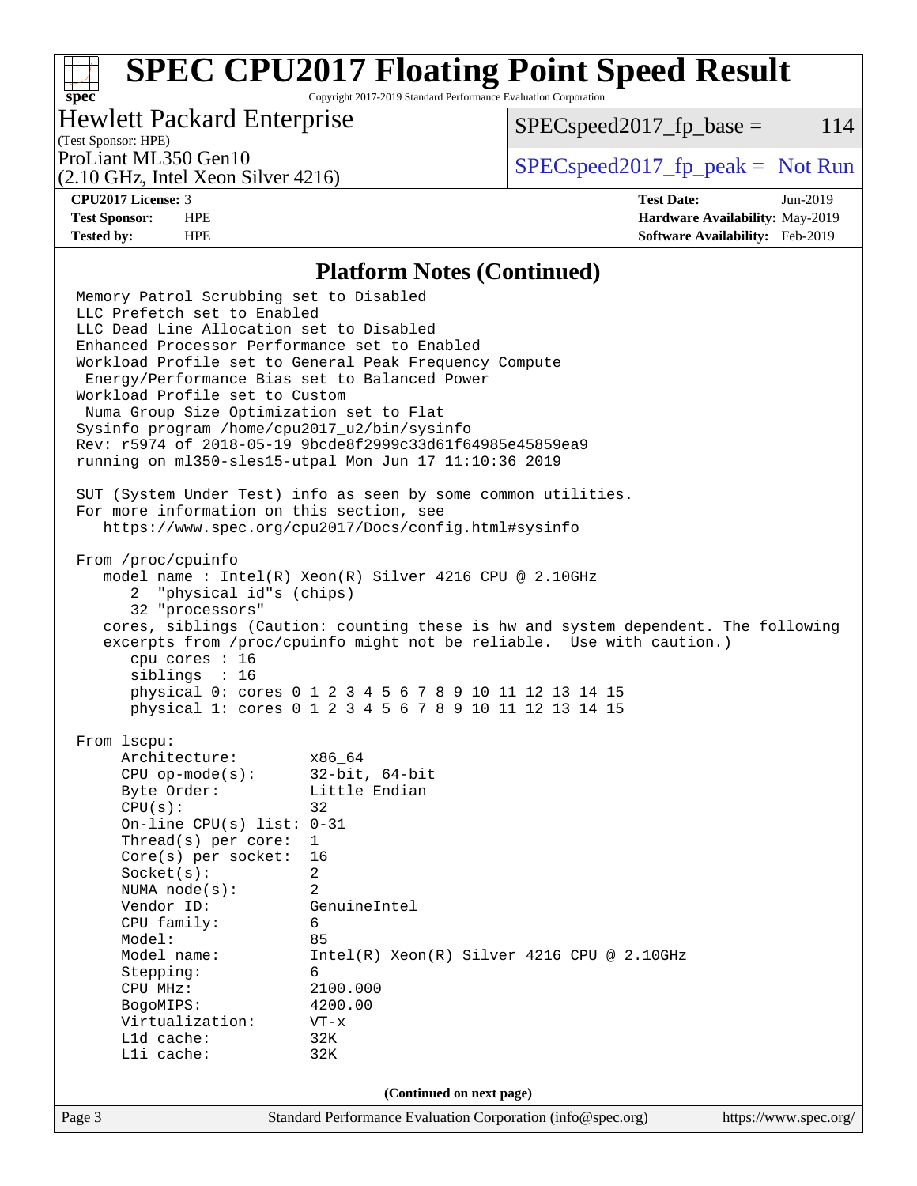## Platform Notes (Continued)

```
Memory Patrol Scrubbing set to Disabled
LLC Prefetch set to Enabled
LLC Dead Line Allocation set to Disabled
Enhanced Processor Performance set to Enabled
Workload Profile set to General Peak Frequency Compute
 Energy/Performance Bias set to Balanced Power
Workload Profile set to Custom
 Numa Group Size Optimization set to Flat
Sysinfo program /home/cpu2017_u2/bin/sysinfo
Rev: r5974 of 2018-05-19 9bcde8f2999c33d61f64985e45859ea9
running on ml350-sles15-utpal Mon Jun 17 11:10:36 2019

SUT (System Under Test) info as seen by some common utilities.
For more information on this section, see
   https://www.spec.org/cpu2017/Docs/config.html#sysinfo

From /proc/cpuinfo
   model name : Intel(R) Xeon(R) Silver 4216 CPU @ 2.10GHz
      2  "physical id"s (chips)
      32 "processors"
   cores, siblings (Caution: counting these is hw and system dependent. The following
   excerpts from /proc/cpuinfo might not be reliable.  Use with caution.)
      cpu cores : 16
      siblings  : 16
      physical 0: cores 0 1 2 3 4 5 6 7 8 9 10 11 12 13 14 15
      physical 1: cores 0 1 2 3 4 5 6 7 8 9 10 11 12 13 14 15

From lscpu:
     Architecture:        x86_64
     CPU op-mode(s):      32-bit, 64-bit
     Byte Order:          Little Endian
     CPU(s):              32
     On-line CPU(s) list: 0-31
     Thread(s) per core:  1
     Core(s) per socket:  16
     Socket(s):           2
     NUMA node(s):        2
     Vendor ID:           GenuineIntel
     CPU family:          6
     Model:               85
     Model name:          Intel(R) Xeon(R) Silver 4216 CPU @ 2.10GHz
     Stepping:            6
     CPU MHz:             2100.000
     BogoMIPS:            4200.00
     Virtualization:      VT-x
     L1d cache:           32K
     L1i cache:           32K
```

(Continued on next page)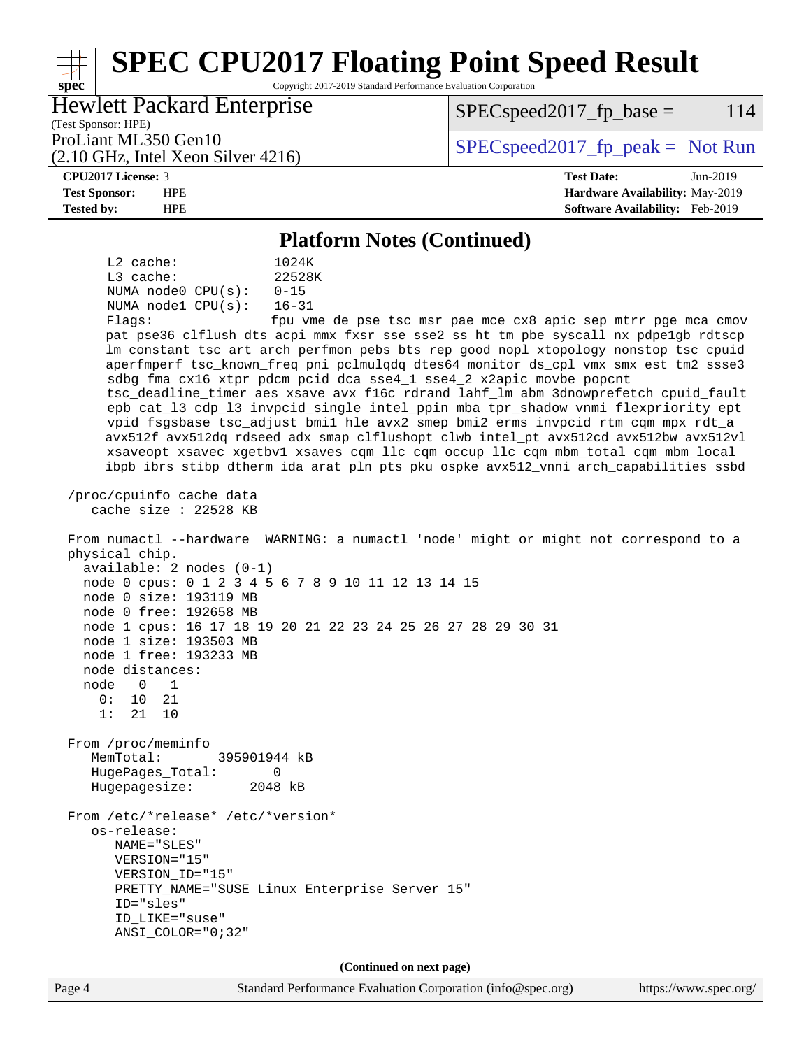# SPEC CPU2017 Floating Point Speed Result

Copyright 2017-2019 Standard Performance Evaluation Corporation

**Hewlett Packard Enterprise**
(Test Sponsor: HPE)

ProLiant ML350 Gen10
(2.10 GHz, Intel Xeon Silver 4216)

SPECspeed2017_fp_base = 114

SPECspeed2017_fp_peak = Not Run

| | | | |
|---|---|---|---|
| **CPU2017 License:** | 3 | **Test Date:** | Jun-2019 |
| **Test Sponsor:** | HPE | **Hardware Availability:** | May-2019 |
| **Tested by:** | HPE | **Software Availability:** | Feb-2019 |

## Platform Notes (Continued)

```
      L2 cache:              1024K
      L3 cache:              22528K
      NUMA node0 CPU(s):     0-15
      NUMA node1 CPU(s):     16-31
      Flags:                 fpu vme de pse tsc msr pae mce cx8 apic sep mtrr pge mca cmov
      pat pse36 clflush dts acpi mmx fxsr sse sse2 ss ht tm pbe syscall nx pdpe1gb rdtscp
      lm constant_tsc art arch_perfmon pebs bts rep_good nopl xtopology nonstop_tsc cpuid
      aperfmperf tsc_known_freq pni pclmulqdq dtes64 monitor ds_cpl vmx smx est tm2 ssse3
      sdbg fma cx16 xtpr pdcm pcid dca sse4_1 sse4_2 x2apic movbe popcnt
      tsc_deadline_timer aes xsave avx f16c rdrand lahf_lm abm 3dnowprefetch cpuid_fault
      epb cat_l3 cdp_l3 invpcid_single intel_ppin mba tpr_shadow vnmi flexpriority ept
      vpid fsgsbase tsc_adjust bmi1 hle avx2 smep bmi2 erms invpcid rtm cqm mpx rdt_a
      avx512f avx512dq rdseed adx smap clflushopt clwb intel_pt avx512cd avx512bw avx512vl
      xsaveopt xsavec xgetbv1 xsaves cqm_llc cqm_occup_llc cqm_mbm_total cqm_mbm_local
      ibpb ibrs stibp dtherm ida arat pln pts pku ospke avx512_vnni arch_capabilities ssbd

 /proc/cpuinfo cache data
    cache size : 22528 KB

 From numactl --hardware  WARNING: a numactl 'node' might or might not correspond to a
 physical chip.
   available: 2 nodes (0-1)
   node 0 cpus: 0 1 2 3 4 5 6 7 8 9 10 11 12 13 14 15
   node 0 size: 193119 MB
   node 0 free: 192658 MB
   node 1 cpus: 16 17 18 19 20 21 22 23 24 25 26 27 28 29 30 31
   node 1 size: 193503 MB
   node 1 free: 193233 MB
   node distances:
   node   0   1
     0:  10  21
     1:  21  10

 From /proc/meminfo
    MemTotal:       395901944 kB
    HugePages_Total:       0
    Hugepagesize:       2048 kB

 From /etc/*release* /etc/*version*
    os-release:
       NAME="SLES"
       VERSION="15"
       VERSION_ID="15"
       PRETTY_NAME="SUSE Linux Enterprise Server 15"
       ID="sles"
       ID_LIKE="suse"
       ANSI_COLOR="0;32"
```

(Continued on next page)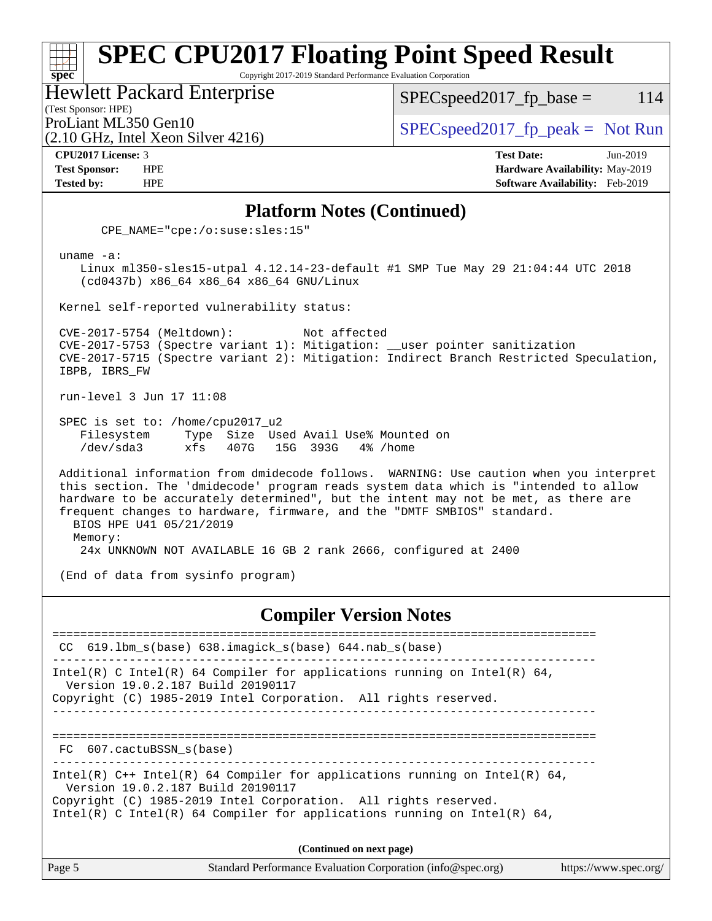## Platform Notes (Continued)

```
    CPE_NAME="cpe:/o:suse:sles:15"

uname -a:
   Linux ml350-sles15-utpal 4.12.14-23-default #1 SMP Tue May 29 21:04:44 UTC 2018
   (cd0437b) x86_64 x86_64 x86_64 GNU/Linux

Kernel self-reported vulnerability status:

CVE-2017-5754 (Meltdown):          Not affected
CVE-2017-5753 (Spectre variant 1): Mitigation: __user pointer sanitization
CVE-2017-5715 (Spectre variant 2): Mitigation: Indirect Branch Restricted Speculation,
IBPB, IBRS_FW

run-level 3 Jun 17 11:08

SPEC is set to: /home/cpu2017_u2
   Filesystem     Type  Size  Used Avail Use% Mounted on
   /dev/sda3      xfs   407G   15G  393G   4% /home

Additional information from dmidecode follows.  WARNING: Use caution when you interpret
this section. The 'dmidecode' program reads system data which is "intended to allow
hardware to be accurately determined", but the intent may not be met, as there are
frequent changes to hardware, firmware, and the "DMTF SMBIOS" standard.
  BIOS HPE U41 05/21/2019
  Memory:
    24x UNKNOWN NOT AVAILABLE 16 GB 2 rank 2666, configured at 2400

(End of data from sysinfo program)
```

## Compiler Version Notes

```
==============================================================================
 CC  619.lbm_s(base) 638.imagick_s(base) 644.nab_s(base)
------------------------------------------------------------------------------
Intel(R) C Intel(R) 64 Compiler for applications running on Intel(R) 64,
  Version 19.0.2.187 Build 20190117
Copyright (C) 1985-2019 Intel Corporation.  All rights reserved.
------------------------------------------------------------------------------

==============================================================================
 FC  607.cactuBSSN_s(base)
------------------------------------------------------------------------------
Intel(R) C++ Intel(R) 64 Compiler for applications running on Intel(R) 64,
  Version 19.0.2.187 Build 20190117
Copyright (C) 1985-2019 Intel Corporation.  All rights reserved.
Intel(R) C Intel(R) 64 Compiler for applications running on Intel(R) 64,
```

(Continued on next page)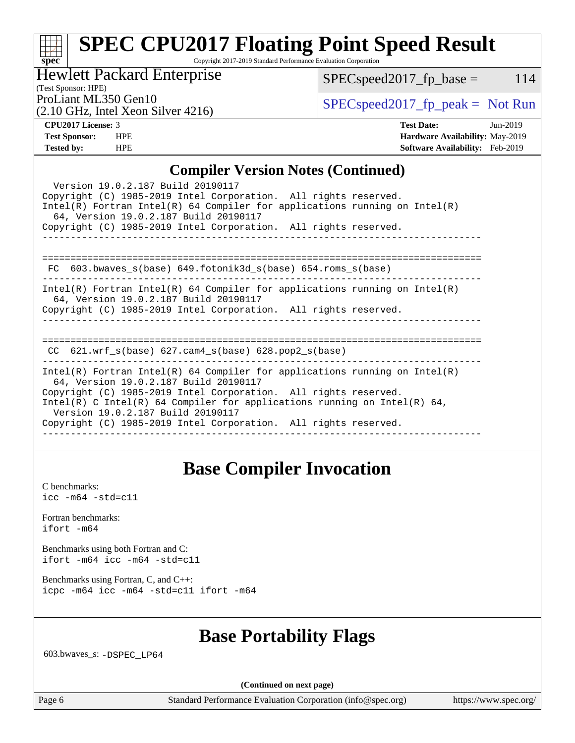# SPEC CPU2017 Floating Point Speed Result

Copyright 2017-2019 Standard Performance Evaluation Corporation

**Hewlett Packard Enterprise**
(Test Sponsor: HPE)
ProLiant ML350 Gen10
(2.10 GHz, Intel Xeon Silver 4216)

SPECspeed2017_fp_base = 114

SPECspeed2017_fp_peak = Not Run

**CPU2017 License:** 3
**Test Sponsor:** HPE
**Tested by:** HPE

**Test Date:** Jun-2019
**Hardware Availability:** May-2019
**Software Availability:** Feb-2019

## Compiler Version Notes (Continued)

```
  Version 19.0.2.187 Build 20190117
Copyright (C) 1985-2019 Intel Corporation.  All rights reserved.
Intel(R) Fortran Intel(R) 64 Compiler for applications running on Intel(R)
  64, Version 19.0.2.187 Build 20190117
Copyright (C) 1985-2019 Intel Corporation.  All rights reserved.
------------------------------------------------------------------------------

==============================================================================
 FC  603.bwaves_s(base) 649.fotonik3d_s(base) 654.roms_s(base)
------------------------------------------------------------------------------
Intel(R) Fortran Intel(R) 64 Compiler for applications running on Intel(R)
  64, Version 19.0.2.187 Build 20190117
Copyright (C) 1985-2019 Intel Corporation.  All rights reserved.
------------------------------------------------------------------------------

==============================================================================
 CC  621.wrf_s(base) 627.cam4_s(base) 628.pop2_s(base)
------------------------------------------------------------------------------
Intel(R) Fortran Intel(R) 64 Compiler for applications running on Intel(R)
  64, Version 19.0.2.187 Build 20190117
Copyright (C) 1985-2019 Intel Corporation.  All rights reserved.
Intel(R) C Intel(R) 64 Compiler for applications running on Intel(R) 64,
  Version 19.0.2.187 Build 20190117
Copyright (C) 1985-2019 Intel Corporation.  All rights reserved.
------------------------------------------------------------------------------
```

## Base Compiler Invocation

C benchmarks:
`icc -m64 -std=c11`

Fortran benchmarks:
`ifort -m64`

Benchmarks using both Fortran and C:
`ifort -m64 icc -m64 -std=c11`

Benchmarks using Fortran, C, and C++:
`icpc -m64 icc -m64 -std=c11 ifort -m64`

## Base Portability Flags

603.bwaves_s: `-DSPEC_LP64`

**(Continued on next page)**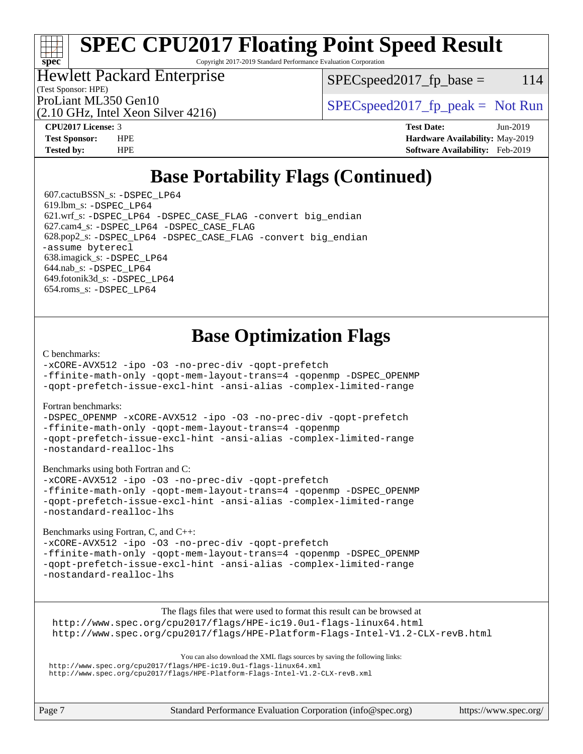# SPEC CPU2017 Floating Point Speed Result

Copyright 2017-2019 Standard Performance Evaluation Corporation

**Hewlett Packard Enterprise**
(Test Sponsor: HPE)

ProLiant ML350 Gen10
(2.10 GHz, Intel Xeon Silver 4216)

SPECspeed2017_fp_base = 114

SPECspeed2017_fp_peak = Not Run

| | | | |
|---|---|---|---|
| **CPU2017 License:** | 3 | **Test Date:** | Jun-2019 |
| **Test Sponsor:** | HPE | **Hardware Availability:** | May-2019 |
| **Tested by:** | HPE | **Software Availability:** | Feb-2019 |

## Base Portability Flags (Continued)

607.cactuBSSN_s: -DSPEC_LP64
619.lbm_s: -DSPEC_LP64
621.wrf_s: -DSPEC_LP64 -DSPEC_CASE_FLAG -convert big_endian
627.cam4_s: -DSPEC_LP64 -DSPEC_CASE_FLAG
628.pop2_s: -DSPEC_LP64 -DSPEC_CASE_FLAG -convert big_endian -assume byterecl
638.imagick_s: -DSPEC_LP64
644.nab_s: -DSPEC_LP64
649.fotonik3d_s: -DSPEC_LP64
654.roms_s: -DSPEC_LP64

## Base Optimization Flags

C benchmarks:
-xCORE-AVX512 -ipo -O3 -no-prec-div -qopt-prefetch -ffinite-math-only -qopt-mem-layout-trans=4 -qopenmp -DSPEC_OPENMP -qopt-prefetch-issue-excl-hint -ansi-alias -complex-limited-range

Fortran benchmarks:
-DSPEC_OPENMP -xCORE-AVX512 -ipo -O3 -no-prec-div -qopt-prefetch -ffinite-math-only -qopt-mem-layout-trans=4 -qopenmp -qopt-prefetch-issue-excl-hint -ansi-alias -complex-limited-range -nostandard-realloc-lhs

Benchmarks using both Fortran and C:
-xCORE-AVX512 -ipo -O3 -no-prec-div -qopt-prefetch -ffinite-math-only -qopt-mem-layout-trans=4 -qopenmp -DSPEC_OPENMP -qopt-prefetch-issue-excl-hint -ansi-alias -complex-limited-range -nostandard-realloc-lhs

Benchmarks using Fortran, C, and C++:
-xCORE-AVX512 -ipo -O3 -no-prec-div -qopt-prefetch -ffinite-math-only -qopt-mem-layout-trans=4 -qopenmp -DSPEC_OPENMP -qopt-prefetch-issue-excl-hint -ansi-alias -complex-limited-range -nostandard-realloc-lhs

The flags files that were used to format this result can be browsed at
http://www.spec.org/cpu2017/flags/HPE-ic19.0u1-flags-linux64.html
http://www.spec.org/cpu2017/flags/HPE-Platform-Flags-Intel-V1.2-CLX-revB.html

You can also download the XML flags sources by saving the following links:
http://www.spec.org/cpu2017/flags/HPE-ic19.0u1-flags-linux64.xml
http://www.spec.org/cpu2017/flags/HPE-Platform-Flags-Intel-V1.2-CLX-revB.xml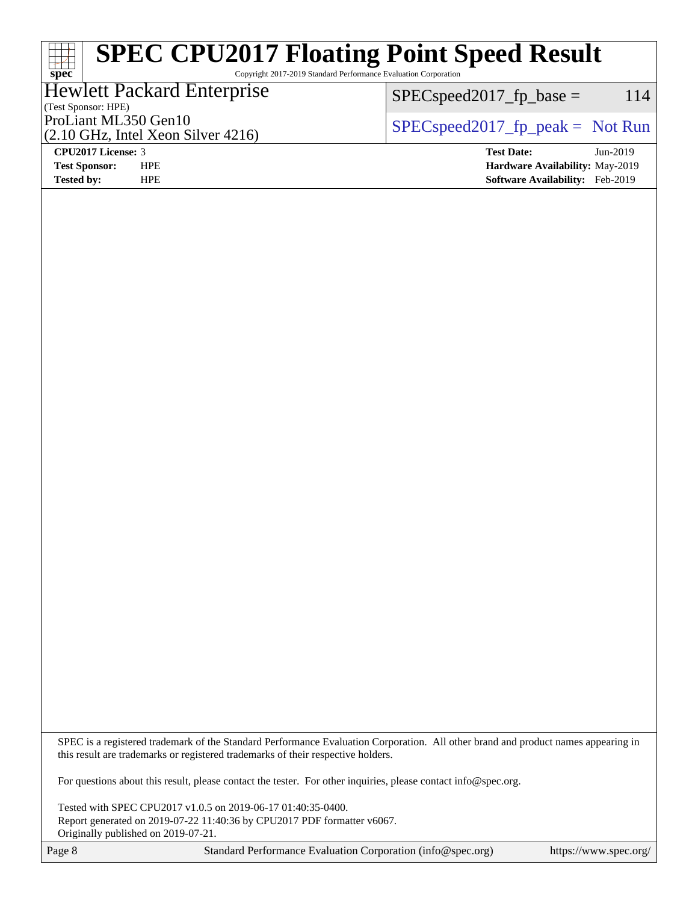SPEC is a registered trademark of the Standard Performance Evaluation Corporation. All other brand and product names appearing in this result are trademarks or registered trademarks of their respective holders.

For questions about this result, please contact the tester. For other inquiries, please contact info@spec.org.

Tested with SPEC CPU2017 v1.0.5 on 2019-06-17 01:40:35-0400.
Report generated on 2019-07-22 11:40:36 by CPU2017 PDF formatter v6067.
Originally published on 2019-07-21.